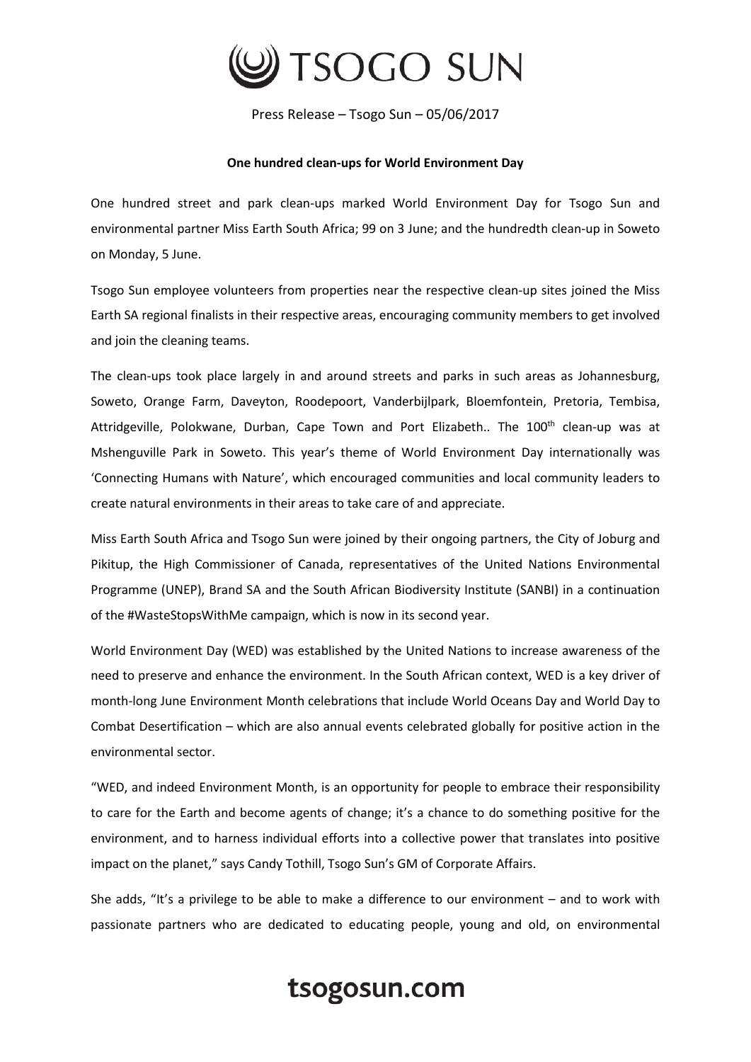Press Release – Tsogo Sun – 05/06/2017

**One hundred clean-ups for World Environment Day**

One hundred street and park clean-ups marked World Environment Day for Tsogo Sun and environmental partner Miss Earth South Africa; 99 on 3 June; and the hundredth clean-up in Soweto on Monday, 5 June.

Tsogo Sun employee volunteers from properties near the respective clean-up sites joined the Miss Earth SA regional finalists in their respective areas, encouraging community members to get involved and join the cleaning teams.

The clean-ups took place largely in and around streets and parks in such areas as Johannesburg, Soweto, Orange Farm, Daveyton, Roodepoort, Vanderbijlpark, Bloemfontein, Pretoria, Tembisa, Attridgeville, Polokwane, Durban, Cape Town and Port Elizabeth.. The 100th clean-up was at Mshenguville Park in Soweto. This year's theme of World Environment Day internationally was 'Connecting Humans with Nature', which encouraged communities and local community leaders to create natural environments in their areas to take care of and appreciate.

Miss Earth South Africa and Tsogo Sun were joined by their ongoing partners, the City of Joburg and Pikitup, the High Commissioner of Canada, representatives of the United Nations Environmental Programme (UNEP), Brand SA and the South African Biodiversity Institute (SANBI) in a continuation of the #WasteStopsWithMe campaign, which is now in its second year.

World Environment Day (WED) was established by the United Nations to increase awareness of the need to preserve and enhance the environment. In the South African context, WED is a key driver of month-long June Environment Month celebrations that include World Oceans Day and World Day to Combat Desertification – which are also annual events celebrated globally for positive action in the environmental sector.

"WED, and indeed Environment Month, is an opportunity for people to embrace their responsibility to care for the Earth and become agents of change; it's a chance to do something positive for the environment, and to harness individual efforts into a collective power that translates into positive impact on the planet," says Candy Tothill, Tsogo Sun's GM of Corporate Affairs.

She adds, "It's a privilege to be able to make a difference to our environment – and to work with passionate partners who are dedicated to educating people, young and old, on environmental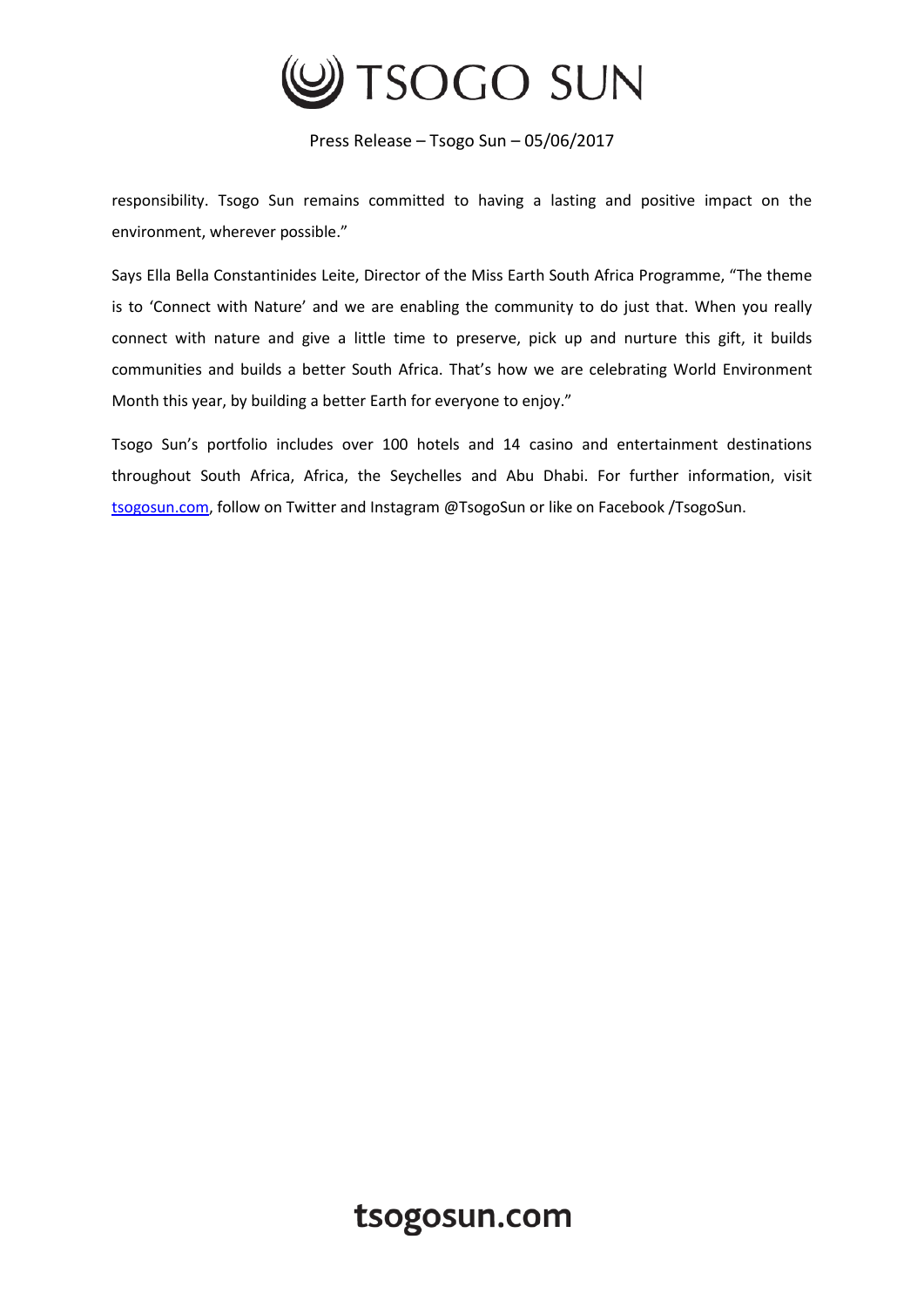responsibility. Tsogo Sun remains committed to having a lasting and positive impact on the environment, wherever possible."

Says Ella Bella Constantinides Leite, Director of the Miss Earth South Africa Programme, "The theme is to 'Connect with Nature' and we are enabling the community to do just that. When you really connect with nature and give a little time to preserve, pick up and nurture this gift, it builds communities and builds a better South Africa. That's how we are celebrating World Environment Month this year, by building a better Earth for everyone to enjoy."

Tsogo Sun's portfolio includes over 100 hotels and 14 casino and entertainment destinations throughout South Africa, Africa, the Seychelles and Abu Dhabi. For further information, visit [tsogosun.com](http://tsogosun.com), follow on Twitter and Instagram @TsogoSun or like on Facebook /TsogoSun.